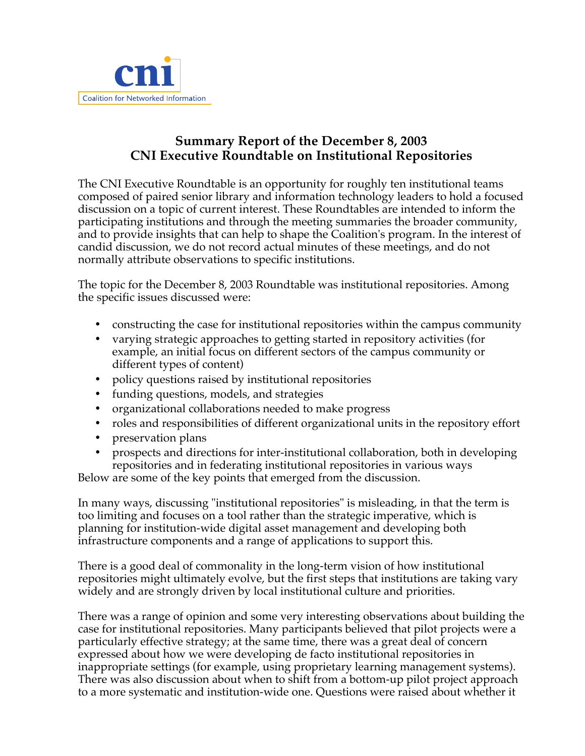cni
Coalition for Networked Information

# Summary Report of the December 8, 2003 CNI Executive Roundtable on Institutional Repositories

The CNI Executive Roundtable is an opportunity for roughly ten institutional teams composed of paired senior library and information technology leaders to hold a focused discussion on a topic of current interest. These Roundtables are intended to inform the participating institutions and through the meeting summaries the broader community, and to provide insights that can help to shape the Coalition's program. In the interest of candid discussion, we do not record actual minutes of these meetings, and do not normally attribute observations to specific institutions.

The topic for the December 8, 2003 Roundtable was institutional repositories. Among the specific issues discussed were:

- constructing the case for institutional repositories within the campus community
- varying strategic approaches to getting started in repository activities (for example, an initial focus on different sectors of the campus community or different types of content)
- policy questions raised by institutional repositories
- funding questions, models, and strategies
- organizational collaborations needed to make progress
- roles and responsibilities of different organizational units in the repository effort
- preservation plans
- prospects and directions for inter-institutional collaboration, both in developing repositories and in federating institutional repositories in various ways

Below are some of the key points that emerged from the discussion.

In many ways, discussing "institutional repositories" is misleading, in that the term is too limiting and focuses on a tool rather than the strategic imperative, which is planning for institution-wide digital asset management and developing both infrastructure components and a range of applications to support this.

There is a good deal of commonality in the long-term vision of how institutional repositories might ultimately evolve, but the first steps that institutions are taking vary widely and are strongly driven by local institutional culture and priorities.

There was a range of opinion and some very interesting observations about building the case for institutional repositories. Many participants believed that pilot projects were a particularly effective strategy; at the same time, there was a great deal of concern expressed about how we were developing de facto institutional repositories in inappropriate settings (for example, using proprietary learning management systems). There was also discussion about when to shift from a bottom-up pilot project approach to a more systematic and institution-wide one. Questions were raised about whether it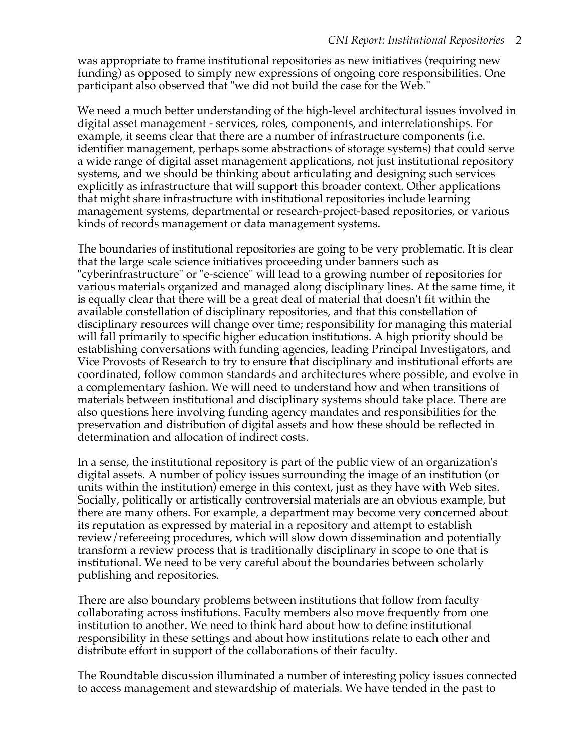was appropriate to frame institutional repositories as new initiatives (requiring new funding) as opposed to simply new expressions of ongoing core responsibilities. One participant also observed that "we did not build the case for the Web."

We need a much better understanding of the high-level architectural issues involved in digital asset management - services, roles, components, and interrelationships. For example, it seems clear that there are a number of infrastructure components (i.e. identifier management, perhaps some abstractions of storage systems) that could serve a wide range of digital asset management applications, not just institutional repository systems, and we should be thinking about articulating and designing such services explicitly as infrastructure that will support this broader context. Other applications that might share infrastructure with institutional repositories include learning management systems, departmental or research-project-based repositories, or various kinds of records management or data management systems.

The boundaries of institutional repositories are going to be very problematic. It is clear that the large scale science initiatives proceeding under banners such as "cyberinfrastructure" or "e-science" will lead to a growing number of repositories for various materials organized and managed along disciplinary lines. At the same time, it is equally clear that there will be a great deal of material that doesn't fit within the available constellation of disciplinary repositories, and that this constellation of disciplinary resources will change over time; responsibility for managing this material will fall primarily to specific higher education institutions. A high priority should be establishing conversations with funding agencies, leading Principal Investigators, and Vice Provosts of Research to try to ensure that disciplinary and institutional efforts are coordinated, follow common standards and architectures where possible, and evolve in a complementary fashion. We will need to understand how and when transitions of materials between institutional and disciplinary systems should take place. There are also questions here involving funding agency mandates and responsibilities for the preservation and distribution of digital assets and how these should be reflected in determination and allocation of indirect costs.

In a sense, the institutional repository is part of the public view of an organization's digital assets. A number of policy issues surrounding the image of an institution (or units within the institution) emerge in this context, just as they have with Web sites. Socially, politically or artistically controversial materials are an obvious example, but there are many others. For example, a department may become very concerned about its reputation as expressed by material in a repository and attempt to establish review/refereeing procedures, which will slow down dissemination and potentially transform a review process that is traditionally disciplinary in scope to one that is institutional. We need to be very careful about the boundaries between scholarly publishing and repositories.

There are also boundary problems between institutions that follow from faculty collaborating across institutions. Faculty members also move frequently from one institution to another. We need to think hard about how to define institutional responsibility in these settings and about how institutions relate to each other and distribute effort in support of the collaborations of their faculty.

The Roundtable discussion illuminated a number of interesting policy issues connected to access management and stewardship of materials. We have tended in the past to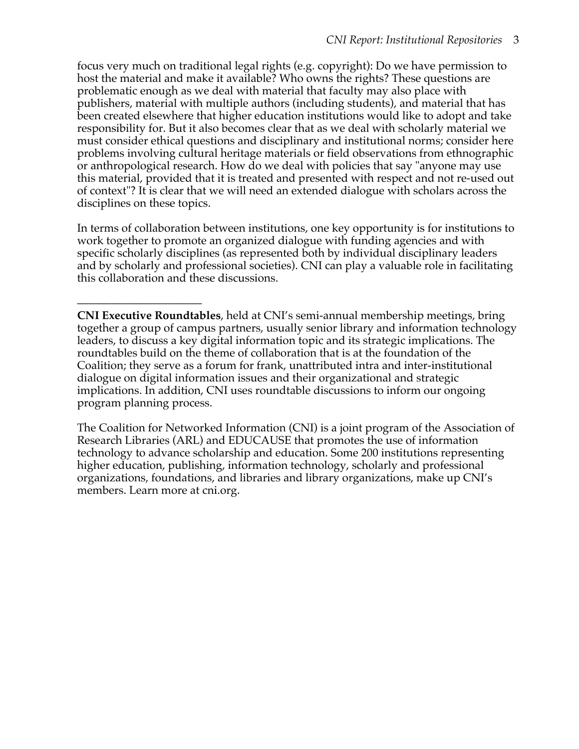focus very much on traditional legal rights (e.g. copyright): Do we have permission to host the material and make it available? Who owns the rights? These questions are problematic enough as we deal with material that faculty may also place with publishers, material with multiple authors (including students), and material that has been created elsewhere that higher education institutions would like to adopt and take responsibility for. But it also becomes clear that as we deal with scholarly material we must consider ethical questions and disciplinary and institutional norms; consider here problems involving cultural heritage materials or field observations from ethnographic or anthropological research. How do we deal with policies that say "anyone may use this material, provided that it is treated and presented with respect and not re-used out of context"? It is clear that we will need an extended dialogue with scholars across the disciplines on these topics.

In terms of collaboration between institutions, one key opportunity is for institutions to work together to promote an organized dialogue with funding agencies and with specific scholarly disciplines (as represented both by individual disciplinary leaders and by scholarly and professional societies). CNI can play a valuable role in facilitating this collaboration and these discussions.

______________________

**CNI Executive Roundtables**, held at CNI's semi-annual membership meetings, bring together a group of campus partners, usually senior library and information technology leaders, to discuss a key digital information topic and its strategic implications. The roundtables build on the theme of collaboration that is at the foundation of the Coalition; they serve as a forum for frank, unattributed intra and inter-institutional dialogue on digital information issues and their organizational and strategic implications. In addition, CNI uses roundtable discussions to inform our ongoing program planning process.

The Coalition for Networked Information (CNI) is a joint program of the Association of Research Libraries (ARL) and EDUCAUSE that promotes the use of information technology to advance scholarship and education. Some 200 institutions representing higher education, publishing, information technology, scholarly and professional organizations, foundations, and libraries and library organizations, make up CNI's members. Learn more at cni.org.